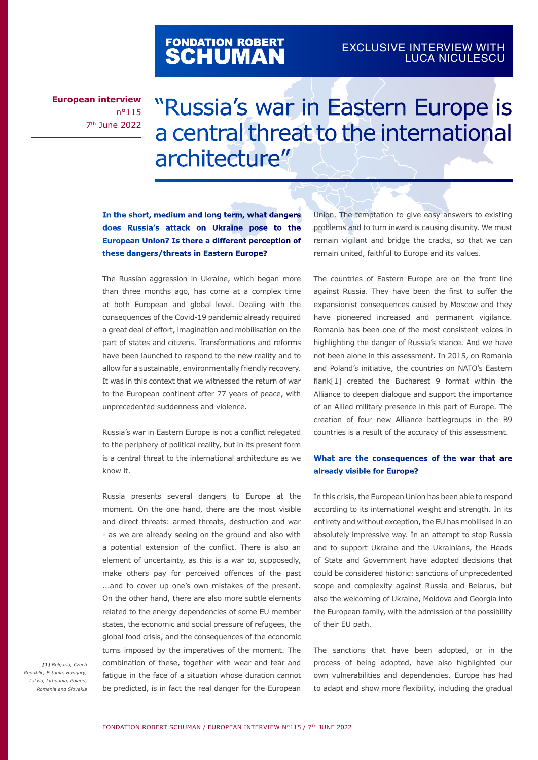FONDATION ROBERT SCHUMAN

EXCLUSIVE INTERVIEW WITH LUCA NICULESCU

**European interview**
n°115
7th June 2022

# "Russia's war in Eastern Europe is a central threat to the international architecture"

**In the short, medium and long term, what dangers does Russia's attack on Ukraine pose to the European Union? Is there a different perception of these dangers/threats in Eastern Europe?**

The Russian aggression in Ukraine, which began more than three months ago, has come at a complex time at both European and global level. Dealing with the consequences of the Covid-19 pandemic already required a great deal of effort, imagination and mobilisation on the part of states and citizens. Transformations and reforms have been launched to respond to the new reality and to allow for a sustainable, environmentally friendly recovery. It was in this context that we witnessed the return of war to the European continent after 77 years of peace, with unprecedented suddenness and violence.

Russia's war in Eastern Europe is not a conflict relegated to the periphery of political reality, but in its present form is a central threat to the international architecture as we know it.

Russia presents several dangers to Europe at the moment. On the one hand, there are the most visible and direct threats: armed threats, destruction and war - as we are already seeing on the ground and also with a potential extension of the conflict. There is also an element of uncertainty, as this is a war to, supposedly, make others pay for perceived offences of the past ...and to cover up one's own mistakes of the present. On the other hand, there are also more subtle elements related to the energy dependencies of some EU member states, the economic and social pressure of refugees, the global food crisis, and the consequences of the economic turns imposed by the imperatives of the moment. The combination of these, together with wear and tear and fatigue in the face of a situation whose duration cannot be predicted, is in fact the real danger for the European Union. The temptation to give easy answers to existing problems and to turn inward is causing disunity. We must remain vigilant and bridge the cracks, so that we can remain united, faithful to Europe and its values.

The countries of Eastern Europe are on the front line against Russia. They have been the first to suffer the expansionist consequences caused by Moscow and they have pioneered increased and permanent vigilance. Romania has been one of the most consistent voices in highlighting the danger of Russia's stance. And we have not been alone in this assessment. In 2015, on Romania and Poland's initiative, the countries on NATO's Eastern flank[1] created the Bucharest 9 format within the Alliance to deepen dialogue and support the importance of an Allied military presence in this part of Europe. The creation of four new Alliance battlegroups in the B9 countries is a result of the accuracy of this assessment.

**What are the consequences of the war that are already visible for Europe?**

In this crisis, the European Union has been able to respond according to its international weight and strength. In its entirety and without exception, the EU has mobilised in an absolutely impressive way. In an attempt to stop Russia and to support Ukraine and the Ukrainians, the Heads of State and Government have adopted decisions that could be considered historic: sanctions of unprecedented scope and complexity against Russia and Belarus, but also the welcoming of Ukraine, Moldova and Georgia into the European family, with the admission of the possibility of their EU path.

The sanctions that have been adopted, or in the process of being adopted, have also highlighted our own vulnerabilities and dependencies. Europe has had to adapt and show more flexibility, including the gradual

*[1] Bulgaria, Czech Republic, Estonia, Hungary, Latvia, Lithuania, Poland, Romania and Slovakia*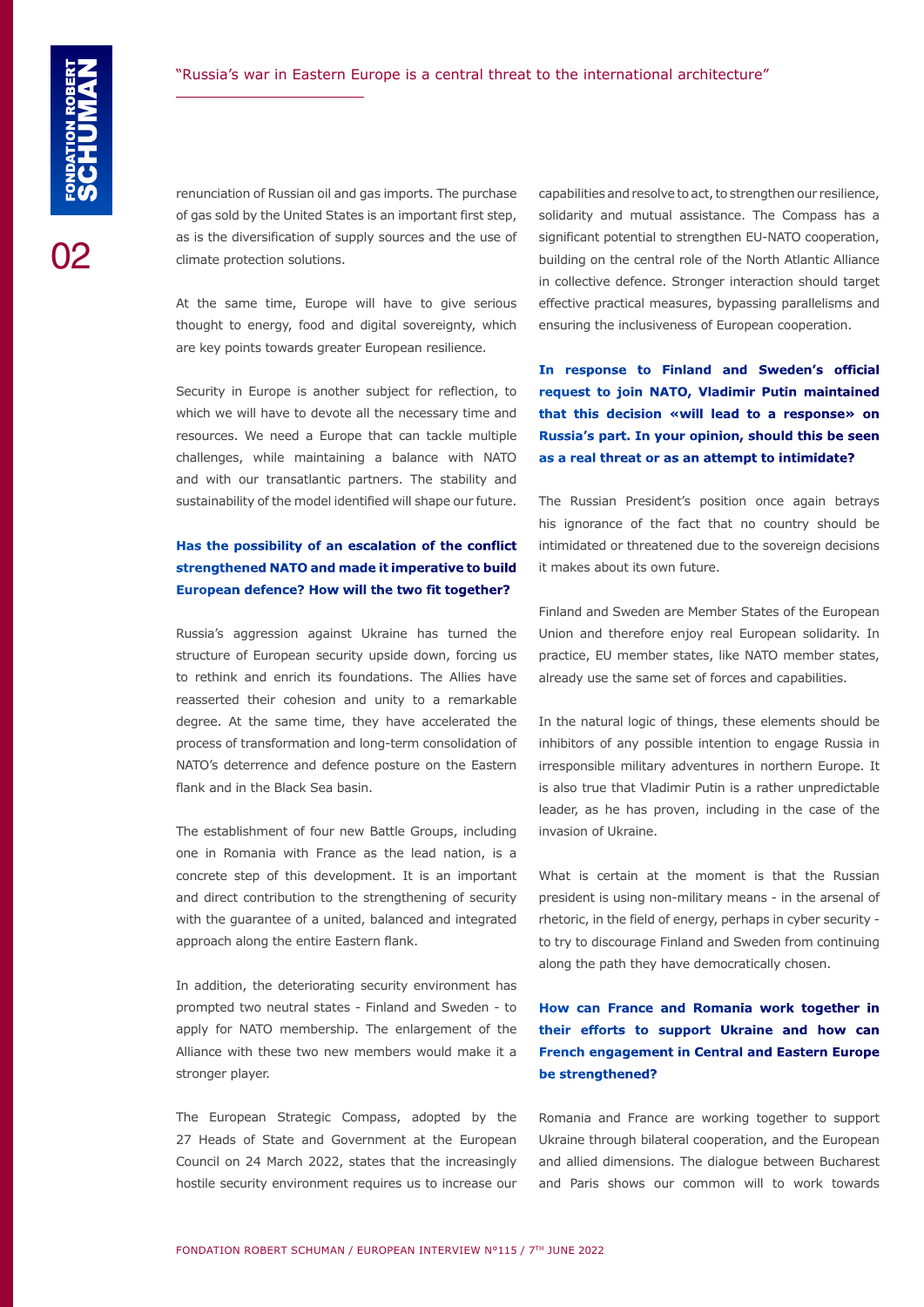renunciation of Russian oil and gas imports. The purchase of gas sold by the United States is an important first step, as is the diversification of supply sources and the use of climate protection solutions.

At the same time, Europe will have to give serious thought to energy, food and digital sovereignty, which are key points towards greater European resilience.

Security in Europe is another subject for reflection, to which we will have to devote all the necessary time and resources. We need a Europe that can tackle multiple challenges, while maintaining a balance with NATO and with our transatlantic partners. The stability and sustainability of the model identified will shape our future.

**Has the possibility of an escalation of the conflict strengthened NATO and made it imperative to build European defence? How will the two fit together?**

Russia's aggression against Ukraine has turned the structure of European security upside down, forcing us to rethink and enrich its foundations. The Allies have reasserted their cohesion and unity to a remarkable degree. At the same time, they have accelerated the process of transformation and long-term consolidation of NATO's deterrence and defence posture on the Eastern flank and in the Black Sea basin.

The establishment of four new Battle Groups, including one in Romania with France as the lead nation, is a concrete step of this development. It is an important and direct contribution to the strengthening of security with the guarantee of a united, balanced and integrated approach along the entire Eastern flank.

In addition, the deteriorating security environment has prompted two neutral states - Finland and Sweden - to apply for NATO membership. The enlargement of the Alliance with these two new members would make it a stronger player.

The European Strategic Compass, adopted by the 27 Heads of State and Government at the European Council on 24 March 2022, states that the increasingly hostile security environment requires us to increase our capabilities and resolve to act, to strengthen our resilience, solidarity and mutual assistance. The Compass has a significant potential to strengthen EU-NATO cooperation, building on the central role of the North Atlantic Alliance in collective defence. Stronger interaction should target effective practical measures, bypassing parallelisms and ensuring the inclusiveness of European cooperation.

**In response to Finland and Sweden's official request to join NATO, Vladimir Putin maintained that this decision «will lead to a response» on Russia's part. In your opinion, should this be seen as a real threat or as an attempt to intimidate?**

The Russian President's position once again betrays his ignorance of the fact that no country should be intimidated or threatened due to the sovereign decisions it makes about its own future.

Finland and Sweden are Member States of the European Union and therefore enjoy real European solidarity. In practice, EU member states, like NATO member states, already use the same set of forces and capabilities.

In the natural logic of things, these elements should be inhibitors of any possible intention to engage Russia in irresponsible military adventures in northern Europe. It is also true that Vladimir Putin is a rather unpredictable leader, as he has proven, including in the case of the invasion of Ukraine.

What is certain at the moment is that the Russian president is using non-military means - in the arsenal of rhetoric, in the field of energy, perhaps in cyber security - to try to discourage Finland and Sweden from continuing along the path they have democratically chosen.

**How can France and Romania work together in their efforts to support Ukraine and how can French engagement in Central and Eastern Europe be strengthened?**

Romania and France are working together to support Ukraine through bilateral cooperation, and the European and allied dimensions. The dialogue between Bucharest and Paris shows our common will to work towards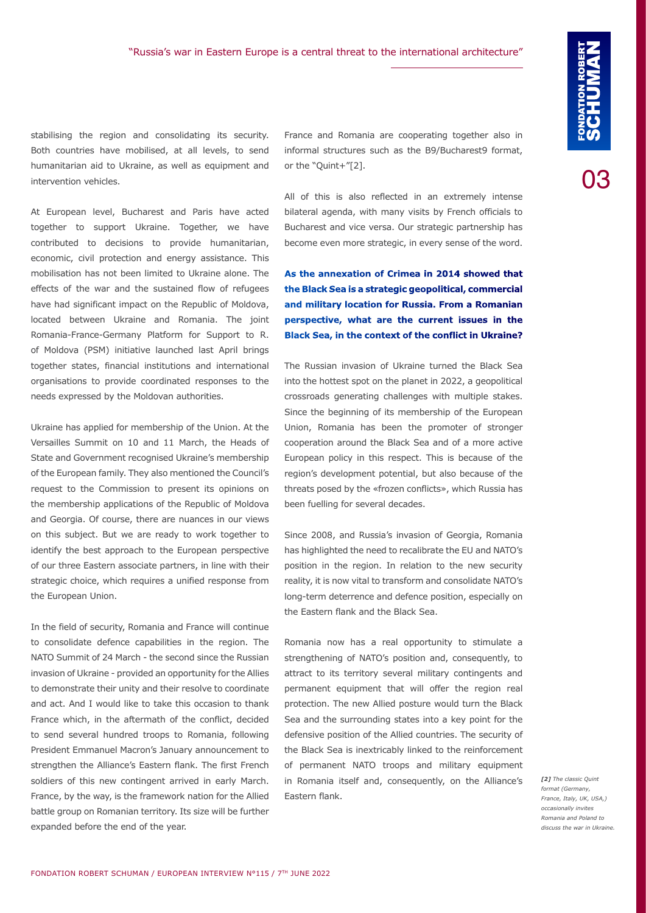stabilising the region and consolidating its security. Both countries have mobilised, at all levels, to send humanitarian aid to Ukraine, as well as equipment and intervention vehicles.

At European level, Bucharest and Paris have acted together to support Ukraine. Together, we have contributed to decisions to provide humanitarian, economic, civil protection and energy assistance. This mobilisation has not been limited to Ukraine alone. The effects of the war and the sustained flow of refugees have had significant impact on the Republic of Moldova, located between Ukraine and Romania. The joint Romania-France-Germany Platform for Support to R. of Moldova (PSM) initiative launched last April brings together states, financial institutions and international organisations to provide coordinated responses to the needs expressed by the Moldovan authorities.

Ukraine has applied for membership of the Union. At the Versailles Summit on 10 and 11 March, the Heads of State and Government recognised Ukraine's membership of the European family. They also mentioned the Council's request to the Commission to present its opinions on the membership applications of the Republic of Moldova and Georgia. Of course, there are nuances in our views on this subject. But we are ready to work together to identify the best approach to the European perspective of our three Eastern associate partners, in line with their strategic choice, which requires a unified response from the European Union.

In the field of security, Romania and France will continue to consolidate defence capabilities in the region. The NATO Summit of 24 March - the second since the Russian invasion of Ukraine - provided an opportunity for the Allies to demonstrate their unity and their resolve to coordinate and act. And I would like to take this occasion to thank France which, in the aftermath of the conflict, decided to send several hundred troops to Romania, following President Emmanuel Macron's January announcement to strengthen the Alliance's Eastern flank. The first French soldiers of this new contingent arrived in early March. France, by the way, is the framework nation for the Allied battle group on Romanian territory. Its size will be further expanded before the end of the year.

France and Romania are cooperating together also in informal structures such as the B9/Bucharest9 format, or the "Quint+"[2].

All of this is also reflected in an extremely intense bilateral agenda, with many visits by French officials to Bucharest and vice versa. Our strategic partnership has become even more strategic, in every sense of the word.

**As the annexation of Crimea in 2014 showed that the Black Sea is a strategic geopolitical, commercial and military location for Russia. From a Romanian perspective, what are the current issues in the Black Sea, in the context of the conflict in Ukraine?**

The Russian invasion of Ukraine turned the Black Sea into the hottest spot on the planet in 2022, a geopolitical crossroads generating challenges with multiple stakes. Since the beginning of its membership of the European Union, Romania has been the promoter of stronger cooperation around the Black Sea and of a more active European policy in this respect. This is because of the region's development potential, but also because of the threats posed by the «frozen conflicts», which Russia has been fuelling for several decades.

Since 2008, and Russia's invasion of Georgia, Romania has highlighted the need to recalibrate the EU and NATO's position in the region. In relation to the new security reality, it is now vital to transform and consolidate NATO's long-term deterrence and defence position, especially on the Eastern flank and the Black Sea.

Romania now has a real opportunity to stimulate a strengthening of NATO's position and, consequently, to attract to its territory several military contingents and permanent equipment that will offer the region real protection. The new Allied posture would turn the Black Sea and the surrounding states into a key point for the defensive position of the Allied countries. The security of the Black Sea is inextricably linked to the reinforcement of permanent NATO troops and military equipment in Romania itself and, consequently, on the Alliance's Eastern flank.

*[2] The classic Quint format (Germany, France, Italy, UK, USA,) occasionally invites Romania and Poland to discuss the war in Ukraine.*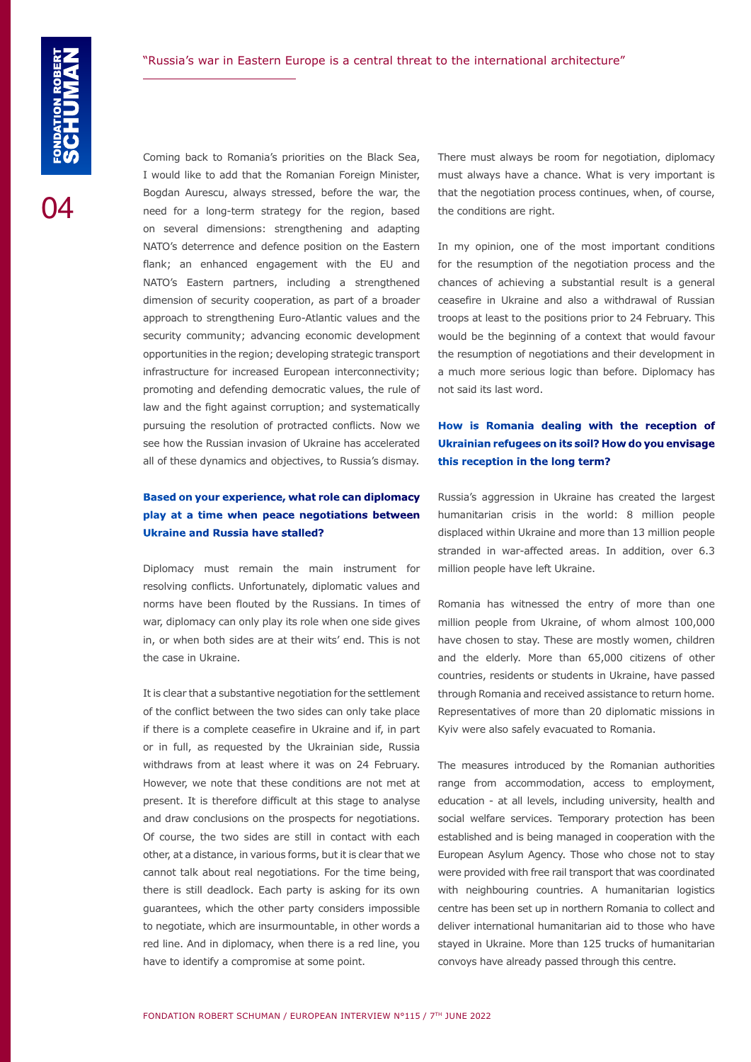Coming back to Romania's priorities on the Black Sea, I would like to add that the Romanian Foreign Minister, Bogdan Aurescu, always stressed, before the war, the need for a long-term strategy for the region, based on several dimensions: strengthening and adapting NATO's deterrence and defence position on the Eastern flank; an enhanced engagement with the EU and NATO's Eastern partners, including a strengthened dimension of security cooperation, as part of a broader approach to strengthening Euro-Atlantic values and the security community; advancing economic development opportunities in the region; developing strategic transport infrastructure for increased European interconnectivity; promoting and defending democratic values, the rule of law and the fight against corruption; and systematically pursuing the resolution of protracted conflicts. Now we see how the Russian invasion of Ukraine has accelerated all of these dynamics and objectives, to Russia's dismay.

**Based on your experience, what role can diplomacy play at a time when peace negotiations between Ukraine and Russia have stalled?**

Diplomacy must remain the main instrument for resolving conflicts. Unfortunately, diplomatic values and norms have been flouted by the Russians. In times of war, diplomacy can only play its role when one side gives in, or when both sides are at their wits' end. This is not the case in Ukraine.

It is clear that a substantive negotiation for the settlement of the conflict between the two sides can only take place if there is a complete ceasefire in Ukraine and if, in part or in full, as requested by the Ukrainian side, Russia withdraws from at least where it was on 24 February. However, we note that these conditions are not met at present. It is therefore difficult at this stage to analyse and draw conclusions on the prospects for negotiations. Of course, the two sides are still in contact with each other, at a distance, in various forms, but it is clear that we cannot talk about real negotiations. For the time being, there is still deadlock. Each party is asking for its own guarantees, which the other party considers impossible to negotiate, which are insurmountable, in other words a red line. And in diplomacy, when there is a red line, you have to identify a compromise at some point.

There must always be room for negotiation, diplomacy must always have a chance. What is very important is that the negotiation process continues, when, of course, the conditions are right.

In my opinion, one of the most important conditions for the resumption of the negotiation process and the chances of achieving a substantial result is a general ceasefire in Ukraine and also a withdrawal of Russian troops at least to the positions prior to 24 February. This would be the beginning of a context that would favour the resumption of negotiations and their development in a much more serious logic than before. Diplomacy has not said its last word.

**How is Romania dealing with the reception of Ukrainian refugees on its soil? How do you envisage this reception in the long term?**

Russia's aggression in Ukraine has created the largest humanitarian crisis in the world: 8 million people displaced within Ukraine and more than 13 million people stranded in war-affected areas. In addition, over 6.3 million people have left Ukraine.

Romania has witnessed the entry of more than one million people from Ukraine, of whom almost 100,000 have chosen to stay. These are mostly women, children and the elderly. More than 65,000 citizens of other countries, residents or students in Ukraine, have passed through Romania and received assistance to return home. Representatives of more than 20 diplomatic missions in Kyiv were also safely evacuated to Romania.

The measures introduced by the Romanian authorities range from accommodation, access to employment, education - at all levels, including university, health and social welfare services. Temporary protection has been established and is being managed in cooperation with the European Asylum Agency. Those who chose not to stay were provided with free rail transport that was coordinated with neighbouring countries. A humanitarian logistics centre has been set up in northern Romania to collect and deliver international humanitarian aid to those who have stayed in Ukraine. More than 125 trucks of humanitarian convoys have already passed through this centre.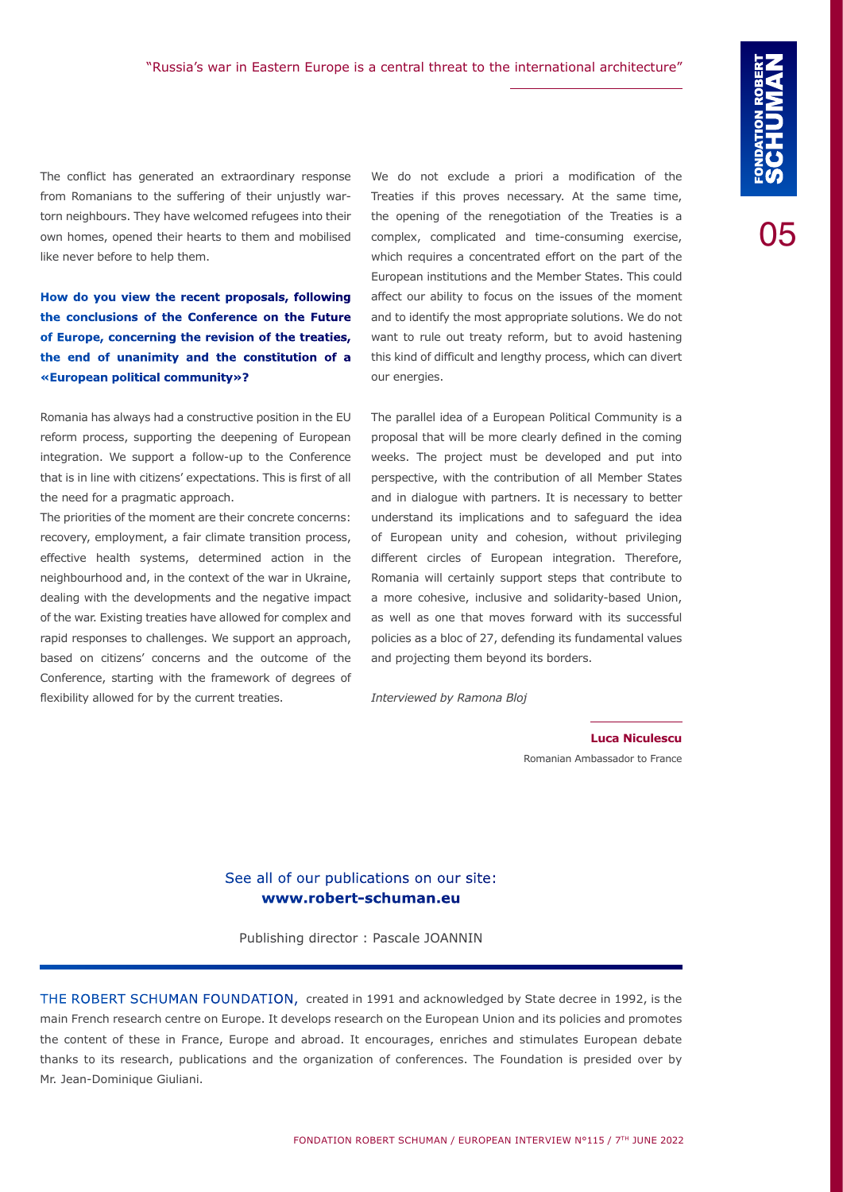The conflict has generated an extraordinary response from Romanians to the suffering of their unjustly war-torn neighbours. They have welcomed refugees into their own homes, opened their hearts to them and mobilised like never before to help them.

**How do you view the recent proposals, following the conclusions of the Conference on the Future of Europe, concerning the revision of the treaties, the end of unanimity and the constitution of a «European political community»?**

Romania has always had a constructive position in the EU reform process, supporting the deepening of European integration. We support a follow-up to the Conference that is in line with citizens' expectations. This is first of all the need for a pragmatic approach.

The priorities of the moment are their concrete concerns: recovery, employment, a fair climate transition process, effective health systems, determined action in the neighbourhood and, in the context of the war in Ukraine, dealing with the developments and the negative impact of the war. Existing treaties have allowed for complex and rapid responses to challenges. We support an approach, based on citizens' concerns and the outcome of the Conference, starting with the framework of degrees of flexibility allowed for by the current treaties.

We do not exclude a priori a modification of the Treaties if this proves necessary. At the same time, the opening of the renegotiation of the Treaties is a complex, complicated and time-consuming exercise, which requires a concentrated effort on the part of the European institutions and the Member States. This could affect our ability to focus on the issues of the moment and to identify the most appropriate solutions. We do not want to rule out treaty reform, but to avoid hastening this kind of difficult and lengthy process, which can divert our energies.

The parallel idea of a European Political Community is a proposal that will be more clearly defined in the coming weeks. The project must be developed and put into perspective, with the contribution of all Member States and in dialogue with partners. It is necessary to better understand its implications and to safeguard the idea of European unity and cohesion, without privileging different circles of European integration. Therefore, Romania will certainly support steps that contribute to a more cohesive, inclusive and solidarity-based Union, as well as one that moves forward with its successful policies as a bloc of 27, defending its fundamental values and projecting them beyond its borders.

*Interviewed by Ramona Bloj*

**Luca Niculescu**
Romanian Ambassador to France

See all of our publications on our site:
**www.robert-schuman.eu**

Publishing director : Pascale JOANNIN

THE ROBERT SCHUMAN FOUNDATION, created in 1991 and acknowledged by State decree in 1992, is the main French research centre on Europe. It develops research on the European Union and its policies and promotes the content of these in France, Europe and abroad. It encourages, enriches and stimulates European debate thanks to its research, publications and the organization of conferences. The Foundation is presided over by Mr. Jean-Dominique Giuliani.